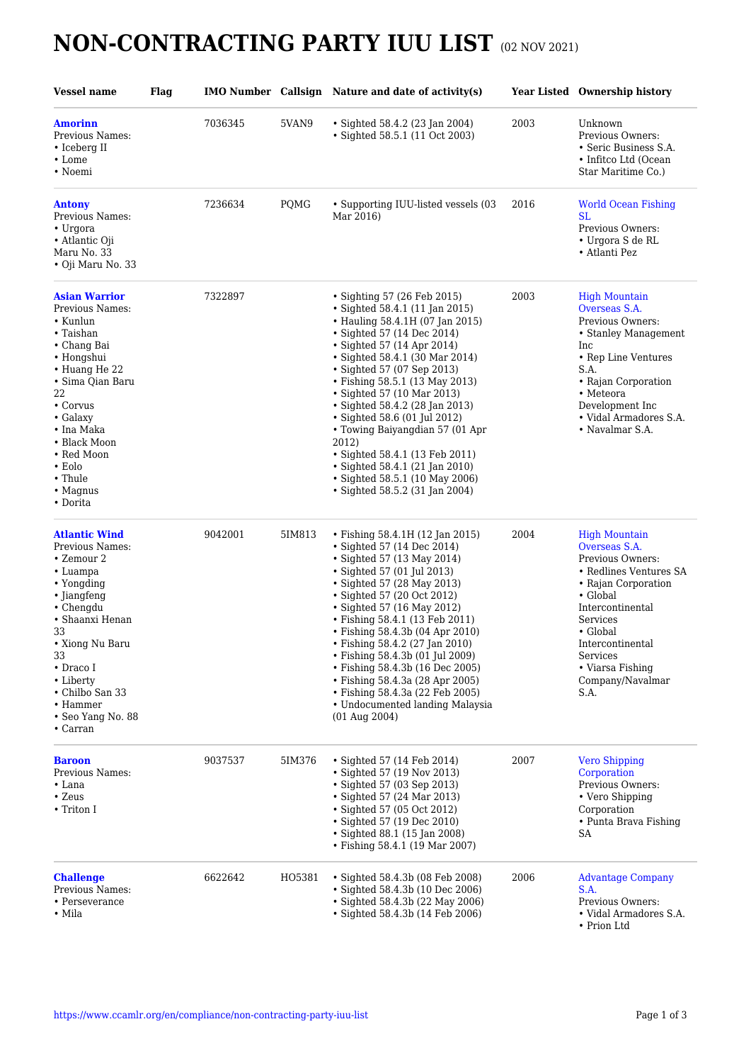# NON-CONTRACTING PARTY IUU LIST (02 NOV 2021)

| Vessel name | Flag | IMO Number | Callsign | Nature and date of activity(s) | Year Listed | Ownership history |
|---|---|---|---|---|---|---|
| **Amorinn**<br>Previous Names:<br>• Iceberg II<br>• Lome<br>• Noemi | | 7036345 | 5VAN9 | • Sighted 58.4.2 (23 Jan 2004)<br>• Sighted 58.5.1 (11 Oct 2003) | 2003 | Unknown<br>Previous Owners:<br>• Seric Business S.A.<br>• Infitco Ltd (Ocean Star Maritime Co.) |
| **Antony**<br>Previous Names:<br>• Urgora<br>• Atlantic Oji Maru No. 33<br>• Oji Maru No. 33 | | 7236634 | PQMG | • Supporting IUU-listed vessels (03 Mar 2016) | 2016 | World Ocean Fishing SL<br>Previous Owners:<br>• Urgora S de RL<br>• Atlanti Pez |
| **Asian Warrior**<br>Previous Names:<br>• Kunlun<br>• Taishan<br>• Chang Bai<br>• Hongshui<br>• Huang He 22<br>• Sima Qian Baru 22<br>• Corvus<br>• Galaxy<br>• Ina Maka<br>• Black Moon<br>• Red Moon<br>• Eolo<br>• Thule<br>• Magnus<br>• Dorita | | 7322897 | | • Sighting 57 (26 Feb 2015)<br>• Sighted 58.4.1 (11 Jan 2015)<br>• Hauling 58.4.1H (07 Jan 2015)<br>• Sighted 57 (14 Dec 2014)<br>• Sighted 57 (14 Apr 2014)<br>• Sighted 58.4.1 (30 Mar 2014)<br>• Sighted 57 (07 Sep 2013)<br>• Fishing 58.5.1 (13 May 2013)<br>• Sighted 57 (10 Mar 2013)<br>• Sighted 58.4.2 (28 Jan 2013)<br>• Sighted 58.6 (01 Jul 2012)<br>• Towing Baiyangdian 57 (01 Apr 2012)<br>• Sighted 58.4.1 (13 Feb 2011)<br>• Sighted 58.4.1 (21 Jan 2010)<br>• Sighted 58.5.1 (10 May 2006)<br>• Sighted 58.5.2 (31 Jan 2004) | 2003 | High Mountain Overseas S.A.<br>Previous Owners:<br>• Stanley Management Inc<br>• Rep Line Ventures S.A.<br>• Rajan Corporation<br>• Meteora Development Inc<br>• Vidal Armadores S.A.<br>• Navalmar S.A. |
| **Atlantic Wind**<br>Previous Names:<br>• Zemour 2<br>• Luampa<br>• Yongding<br>• Jiangfeng<br>• Chengdu<br>• Shaanxi Henan 33<br>• Xiong Nu Baru 33<br>• Draco I<br>• Liberty<br>• Chilbo San 33<br>• Hammer<br>• Seo Yang No. 88<br>• Carran | | 9042001 | 5IM813 | • Fishing 58.4.1H (12 Jan 2015)<br>• Sighted 57 (14 Dec 2014)<br>• Sighted 57 (13 May 2014)<br>• Sighted 57 (01 Jul 2013)<br>• Sighted 57 (28 May 2013)<br>• Sighted 57 (20 Oct 2012)<br>• Sighted 57 (16 May 2012)<br>• Fishing 58.4.1 (13 Feb 2011)<br>• Fishing 58.4.3b (04 Apr 2010)<br>• Fishing 58.4.2 (27 Jan 2010)<br>• Fishing 58.4.3b (01 Jul 2009)<br>• Fishing 58.4.3b (16 Dec 2005)<br>• Fishing 58.4.3a (28 Apr 2005)<br>• Fishing 58.4.3a (22 Feb 2005)<br>• Undocumented landing Malaysia (01 Aug 2004) | 2004 | High Mountain Overseas S.A.<br>Previous Owners:<br>• Redlines Ventures SA<br>• Rajan Corporation<br>• Global Intercontinental Services<br>• Global Intercontinental Services<br>• Viarsa Fishing Company/Navalmar S.A. |
| **Baroon**<br>Previous Names:<br>• Lana<br>• Zeus<br>• Triton I | | 9037537 | 5IM376 | • Sighted 57 (14 Feb 2014)<br>• Sighted 57 (19 Nov 2013)<br>• Sighted 57 (03 Sep 2013)<br>• Sighted 57 (24 Mar 2013)<br>• Sighted 57 (05 Oct 2012)<br>• Sighted 57 (19 Dec 2010)<br>• Sighted 88.1 (15 Jan 2008)<br>• Fishing 58.4.1 (19 Mar 2007) | 2007 | Vero Shipping Corporation<br>Previous Owners:<br>• Vero Shipping Corporation<br>• Punta Brava Fishing SA |
| **Challenge**<br>Previous Names:<br>• Perseverance<br>• Mila | | 6622642 | HO5381 | • Sighted 58.4.3b (08 Feb 2008)<br>• Sighted 58.4.3b (10 Dec 2006)<br>• Sighted 58.4.3b (22 May 2006)<br>• Sighted 58.4.3b (14 Feb 2006) | 2006 | Advantage Company S.A.<br>Previous Owners:<br>• Vidal Armadores S.A.<br>• Prion Ltd |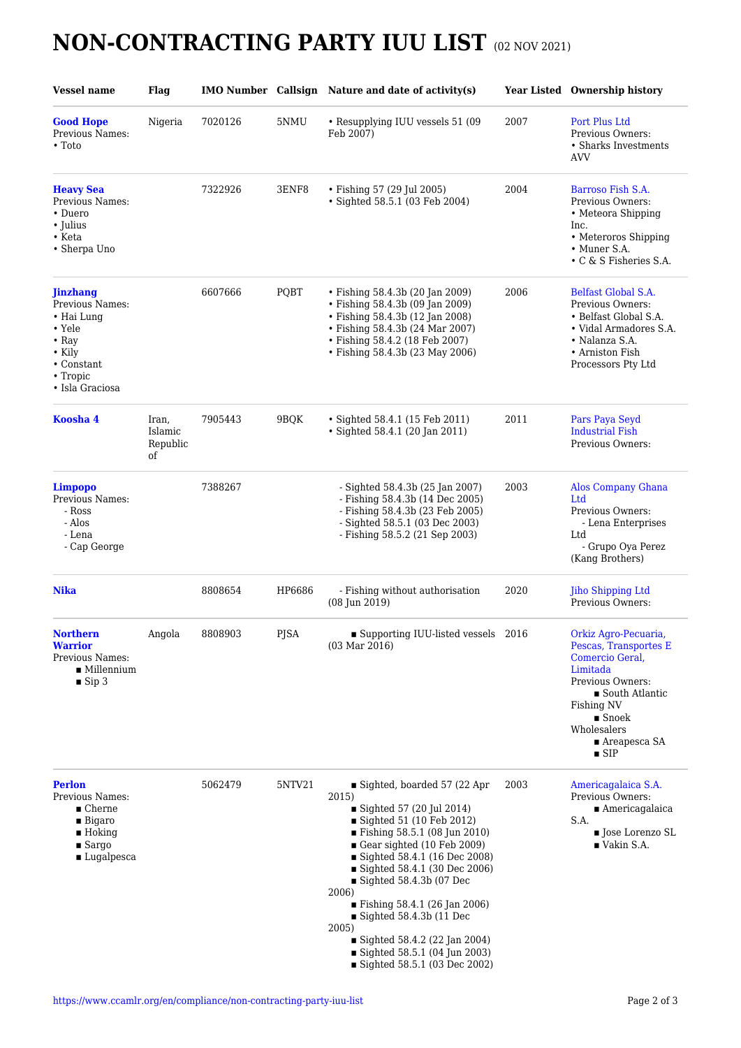# NON-CONTRACTING PARTY IUU LIST (02 NOV 2021)

| Vessel name | Flag | IMO Number | Callsign | Nature and date of activity(s) | Year Listed | Ownership history |
|---|---|---|---|---|---|---|
| **Good Hope**<br>Previous Names:<br>• Toto | Nigeria | 7020126 | 5NMU | • Resupplying IUU vessels 51 (09 Feb 2007) | 2007 | Port Plus Ltd<br>Previous Owners:<br>• Sharks Investments AVV |
| **Heavy Sea**<br>Previous Names:<br>• Duero<br>• Julius<br>• Keta<br>• Sherpa Uno | | 7322926 | 3ENF8 | • Fishing 57 (29 Jul 2005)<br>• Sighted 58.5.1 (03 Feb 2004) | 2004 | Barroso Fish S.A.<br>Previous Owners:<br>• Meteora Shipping Inc.<br>• Meteroros Shipping<br>• Muner S.A.<br>• C & S Fisheries S.A. |
| **Jinzhang**<br>Previous Names:<br>• Hai Lung<br>• Yele<br>• Ray<br>• Kily<br>• Constant<br>• Tropic<br>• Isla Graciosa | | 6607666 | PQBT | • Fishing 58.4.3b (20 Jan 2009)<br>• Fishing 58.4.3b (09 Jan 2009)<br>• Fishing 58.4.3b (12 Jan 2008)<br>• Fishing 58.4.3b (24 Mar 2007)<br>• Fishing 58.4.2 (18 Feb 2007)<br>• Fishing 58.4.3b (23 May 2006) | 2006 | Belfast Global S.A.<br>Previous Owners:<br>• Belfast Global S.A.<br>• Vidal Armadores S.A.<br>• Nalanza S.A.<br>• Arniston Fish Processors Pty Ltd |
| **Koosha 4** | Iran, Islamic Republic of | 7905443 | 9BQK | • Sighted 58.4.1 (15 Feb 2011)<br>• Sighted 58.4.1 (20 Jan 2011) | 2011 | Pars Paya Seyd Industrial Fish<br>Previous Owners: |
| **Limpopo**<br>Previous Names:<br>- Ross<br>- Alos<br>- Lena<br>- Cap George | | 7388267 | | - Sighted 58.4.3b (25 Jan 2007)<br>- Fishing 58.4.3b (14 Dec 2005)<br>- Fishing 58.4.3b (23 Feb 2005)<br>- Sighted 58.5.1 (03 Dec 2003)<br>- Fishing 58.5.2 (21 Sep 2003) | 2003 | Alos Company Ghana Ltd<br>Previous Owners:<br>- Lena Enterprises Ltd<br>- Grupo Oya Perez (Kang Brothers) |
| **Nika** | | 8808654 | HP6686 | - Fishing without authorisation (08 Jun 2019) | 2020 | Jiho Shipping Ltd<br>Previous Owners: |
| **Northern Warrior**<br>Previous Names:<br>■ Millennium<br>■ Sip 3 | Angola | 8808903 | PJSA | ■ Supporting IUU-listed vessels (03 Mar 2016) | 2016 | Orkiz Agro-Pecuaria, Pescas, Transportes E Comercio Geral, Limitada<br>Previous Owners:<br>■ South Atlantic Fishing NV<br>■ Snoek Wholesalers<br>■ Areapesca SA<br>■ SIP |
| **Perlon**<br>Previous Names:<br>■ Cherne<br>■ Bigaro<br>■ Hoking<br>■ Sargo<br>■ Lugalpesca | | 5062479 | 5NTV21 | ■ Sighted, boarded 57 (22 Apr 2015)<br>■ Sighted 57 (20 Jul 2014)<br>■ Sighted 51 (10 Feb 2012)<br>■ Fishing 58.5.1 (08 Jun 2010)<br>■ Gear sighted (10 Feb 2009)<br>■ Sighted 58.4.1 (16 Dec 2008)<br>■ Sighted 58.4.1 (30 Dec 2006)<br>■ Sighted 58.4.3b (07 Dec 2006)<br>■ Fishing 58.4.1 (26 Jan 2006)<br>■ Sighted 58.4.3b (11 Dec 2005)<br>■ Sighted 58.4.2 (22 Jan 2004)<br>■ Sighted 58.5.1 (04 Jun 2003)<br>■ Sighted 58.5.1 (03 Dec 2002) | 2003 | Americagalaica S.A.<br>Previous Owners:<br>■ Americagalaica S.A.<br>■ Jose Lorenzo SL<br>■ Vakin S.A. |

https://www.ccamlr.org/en/compliance/non-contracting-party-iuu-list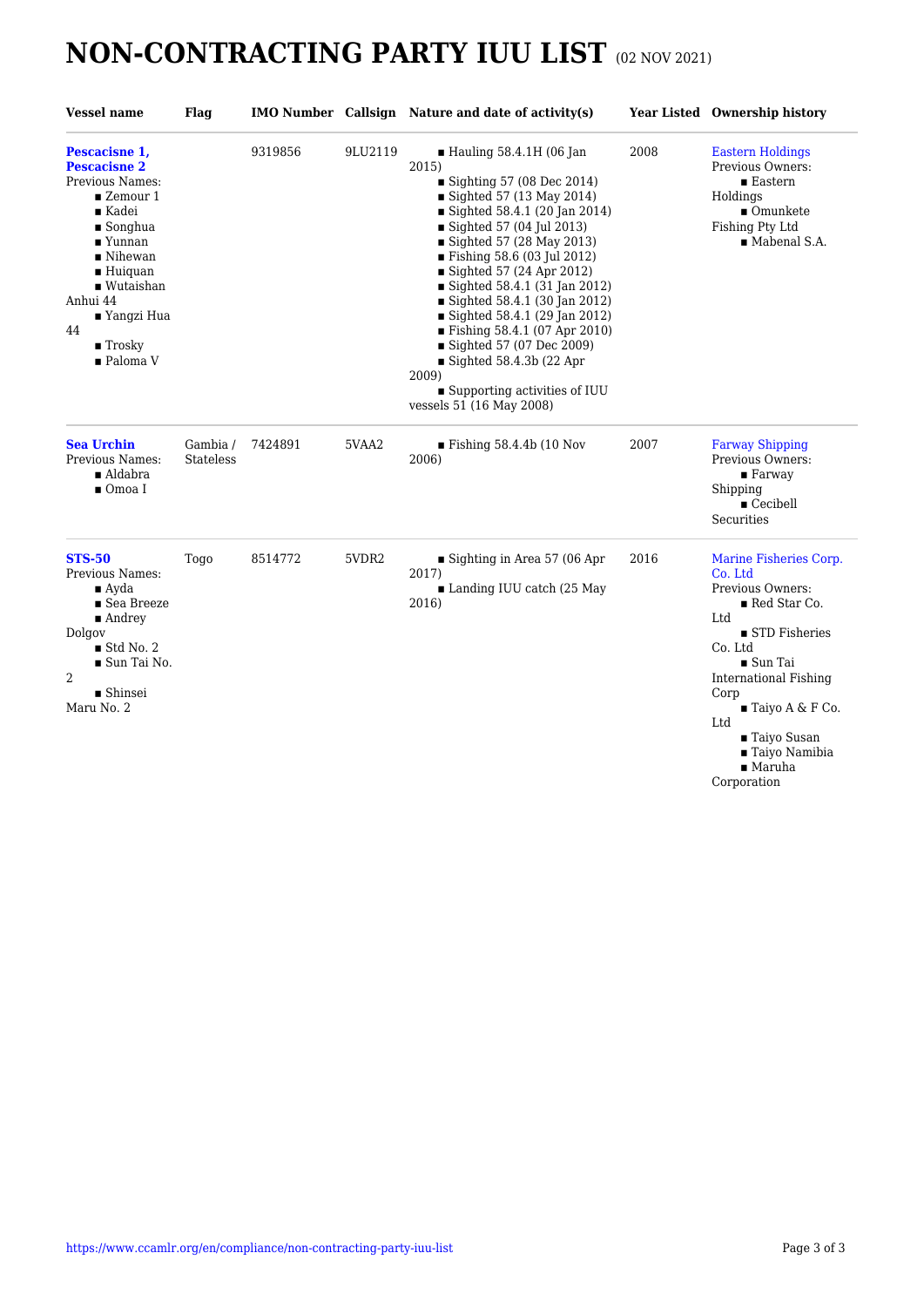# NON-CONTRACTING PARTY IUU LIST (02 NOV 2021)

| Vessel name | Flag | IMO Number | Callsign | Nature and date of activity(s) | Year Listed | Ownership history |
|---|---|---|---|---|---|---|
| **Pescacisne 1, Pescacisne 2**<br>Previous Names:<br>■ Zemour 1<br>■ Kadei<br>■ Songhua<br>■ Yunnan<br>■ Nihewan<br>■ Huiquan<br>■ Wutaishan Anhui 44<br>■ Yangzi Hua 44<br>■ Trosky<br>■ Paloma V | | 9319856 | 9LU2119 | ■ Hauling 58.4.1H (06 Jan 2015)<br>■ Sighting 57 (08 Dec 2014)<br>■ Sighted 57 (13 May 2014)<br>■ Sighted 58.4.1 (20 Jan 2014)<br>■ Sighted 57 (04 Jul 2013)<br>■ Sighted 57 (28 May 2013)<br>■ Fishing 58.6 (03 Jul 2012)<br>■ Sighted 57 (24 Apr 2012)<br>■ Sighted 58.4.1 (31 Jan 2012)<br>■ Sighted 58.4.1 (30 Jan 2012)<br>■ Sighted 58.4.1 (29 Jan 2012)<br>■ Fishing 58.4.1 (07 Apr 2010)<br>■ Sighted 57 (07 Dec 2009)<br>■ Sighted 58.4.3b (22 Apr 2009)<br>■ Supporting activities of IUU vessels 51 (16 May 2008) | 2008 | Eastern Holdings<br>Previous Owners:<br>■ Eastern Holdings<br>■ Omunkete Fishing Pty Ltd<br>■ Mabenal S.A. |
| **Sea Urchin**<br>Previous Names:<br>■ Aldabra<br>■ Omoa I | Gambia / Stateless | 7424891 | 5VAA2 | ■ Fishing 58.4.4b (10 Nov 2006) | 2007 | Farway Shipping<br>Previous Owners:<br>■ Farway Shipping<br>■ Cecibell Securities |
| **STS-50**<br>Previous Names:<br>■ Ayda<br>■ Sea Breeze<br>■ Andrey Dolgov<br>■ Std No. 2<br>■ Sun Tai No. 2<br>■ Shinsei Maru No. 2 | Togo | 8514772 | 5VDR2 | ■ Sighting in Area 57 (06 Apr 2017)<br>■ Landing IUU catch (25 May 2016) | 2016 | Marine Fisheries Corp. Co. Ltd<br>Previous Owners:<br>■ Red Star Co. Ltd<br>■ STD Fisheries Co. Ltd<br>■ Sun Tai International Fishing Corp<br>■ Taiyo A & F Co. Ltd<br>■ Taiyo Susan<br>■ Taiyo Namibia<br>■ Maruha Corporation |

https://www.ccamlr.org/en/compliance/non-contracting-party-iuu-list